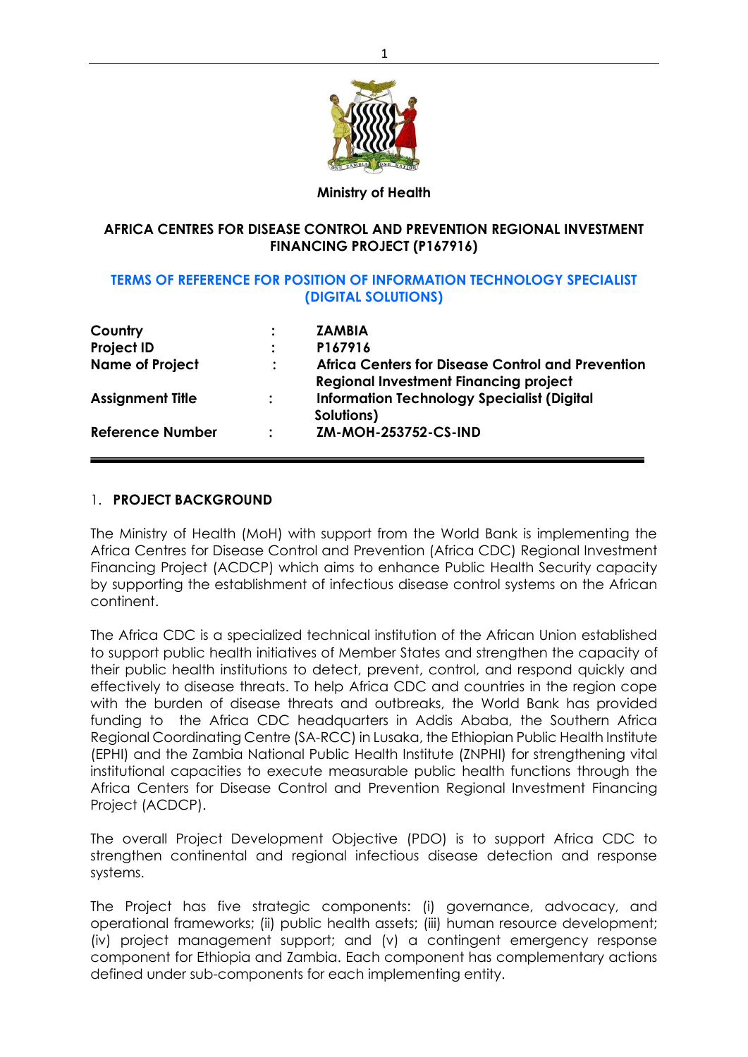**Ministry of Health**

## AFRICA CENTRES FOR DISEASE CONTROL AND PREVENTION REGIONAL INVESTMENT FINANCING PROJECT (P167916)

## TERMS OF REFERENCE FOR POSITION OF INFORMATION TECHNOLOGY SPECIALIST (DIGITAL SOLUTIONS)

| | | |
|---|---|---|
| **Country** | : | **ZAMBIA** |
| **Project ID** | : | **P167916** |
| **Name of Project** | : | **Africa Centers for Disease Control and Prevention Regional Investment Financing project** |
| **Assignment Title** | : | **Information Technology Specialist (Digital Solutions)** |
| **Reference Number** | : | **ZM-MOH-253752-CS-IND** |

### 1. PROJECT BACKGROUND

The Ministry of Health (MoH) with support from the World Bank is implementing the Africa Centres for Disease Control and Prevention (Africa CDC) Regional Investment Financing Project (ACDCP) which aims to enhance Public Health Security capacity by supporting the establishment of infectious disease control systems on the African continent.

The Africa CDC is a specialized technical institution of the African Union established to support public health initiatives of Member States and strengthen the capacity of their public health institutions to detect, prevent, control, and respond quickly and effectively to disease threats. To help Africa CDC and countries in the region cope with the burden of disease threats and outbreaks, the World Bank has provided funding to the Africa CDC headquarters in Addis Ababa, the Southern Africa Regional Coordinating Centre (SA-RCC) in Lusaka, the Ethiopian Public Health Institute (EPHI) and the Zambia National Public Health Institute (ZNPHI) for strengthening vital institutional capacities to execute measurable public health functions through the Africa Centers for Disease Control and Prevention Regional Investment Financing Project (ACDCP).

The overall Project Development Objective (PDO) is to support Africa CDC to strengthen continental and regional infectious disease detection and response systems.

The Project has five strategic components: (i) governance, advocacy, and operational frameworks; (ii) public health assets; (iii) human resource development; (iv) project management support; and (v) a contingent emergency response component for Ethiopia and Zambia. Each component has complementary actions defined under sub-components for each implementing entity.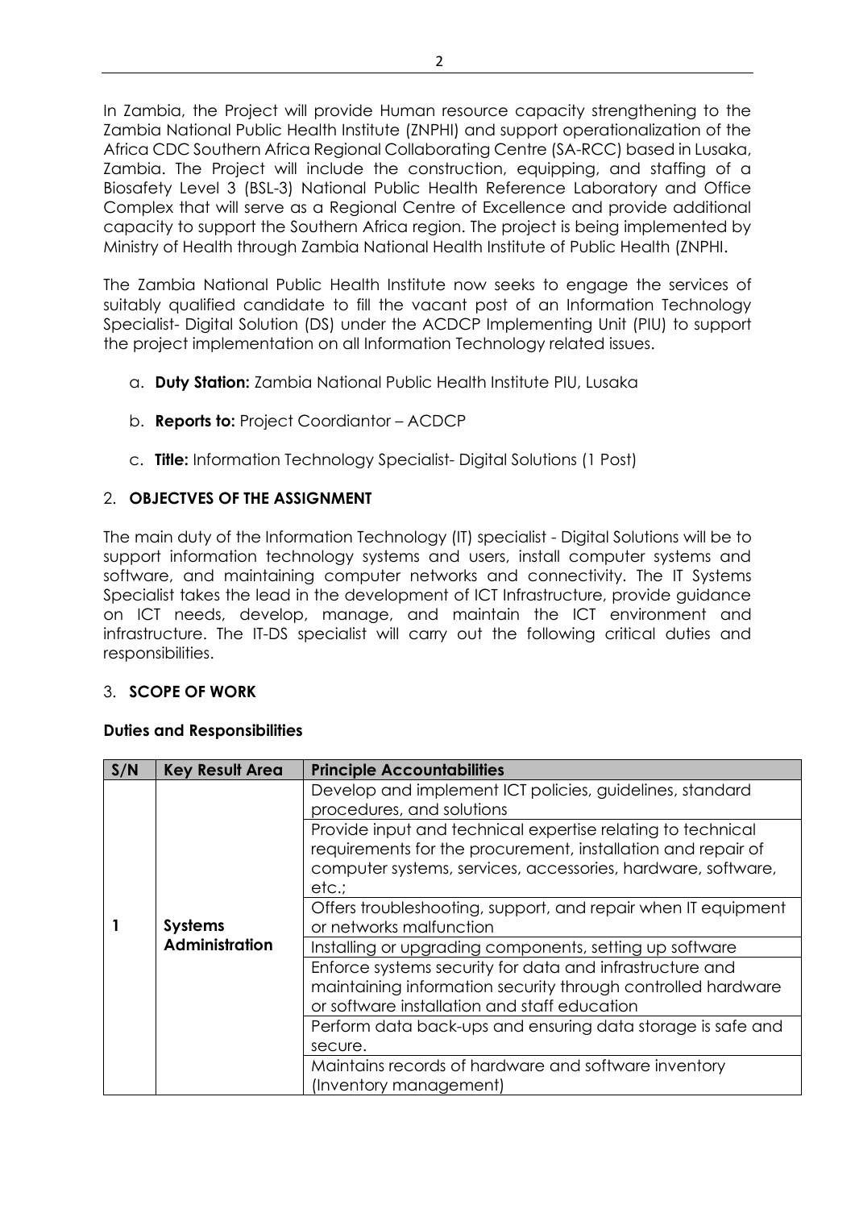In Zambia, the Project will provide Human resource capacity strengthening to the Zambia National Public Health Institute (ZNPHI) and support operationalization of the Africa CDC Southern Africa Regional Collaborating Centre (SA-RCC) based in Lusaka, Zambia. The Project will include the construction, equipping, and staffing of a Biosafety Level 3 (BSL-3) National Public Health Reference Laboratory and Office Complex that will serve as a Regional Centre of Excellence and provide additional capacity to support the Southern Africa region. The project is being implemented by Ministry of Health through Zambia National Health Institute of Public Health (ZNPHI.

The Zambia National Public Health Institute now seeks to engage the services of suitably qualified candidate to fill the vacant post of an Information Technology Specialist- Digital Solution (DS) under the ACDCP Implementing Unit (PIU) to support the project implementation on all Information Technology related issues.

a. **Duty Station:** Zambia National Public Health Institute PIU, Lusaka

b. **Reports to:** Project Coordiantor – ACDCP

c. **Title:** Information Technology Specialist- Digital Solutions (1 Post)

## 2. OBJECTVES OF THE ASSIGNMENT

The main duty of the Information Technology (IT) specialist - Digital Solutions will be to support information technology systems and users, install computer systems and software, and maintaining computer networks and connectivity. The IT Systems Specialist takes the lead in the development of ICT Infrastructure, provide guidance on ICT needs, develop, manage, and maintain the ICT environment and infrastructure. The IT-DS specialist will carry out the following critical duties and responsibilities.

## 3. SCOPE OF WORK

### Duties and Responsibilities

| S/N | Key Result Area | Principle Accountabilities |
|---|---|---|
| 1 | **Systems Administration** | Develop and implement ICT policies, guidelines, standard procedures, and solutions |
| | | Provide input and technical expertise relating to technical requirements for the procurement, installation and repair of computer systems, services, accessories, hardware, software, etc.; |
| | | Offers troubleshooting, support, and repair when IT equipment or networks malfunction |
| | | Installing or upgrading components, setting up software |
| | | Enforce systems security for data and infrastructure and maintaining information security through controlled hardware or software installation and staff education |
| | | Perform data back-ups and ensuring data storage is safe and secure. |
| | | Maintains records of hardware and software inventory (Inventory management) |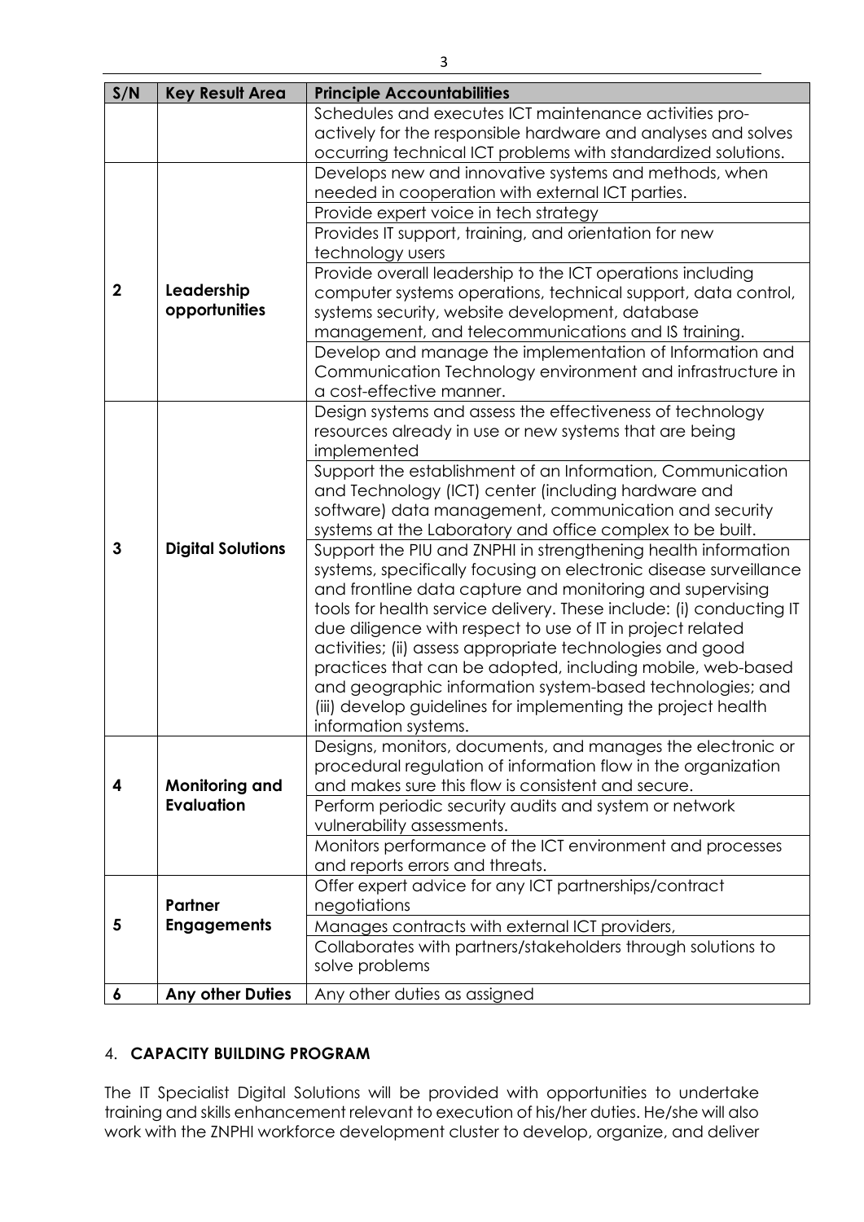| S/N | Key Result Area | Principle Accountabilities |
|---|---|---|
| | | Schedules and executes ICT maintenance activities pro-actively for the responsible hardware and analyses and solves occurring technical ICT problems with standardized solutions. |
| **2** | **Leadership opportunities** | Develops new and innovative systems and methods, when needed in cooperation with external ICT parties. |
| | | Provide expert voice in tech strategy |
| | | Provides IT support, training, and orientation for new technology users |
| | | Provide overall leadership to the ICT operations including computer systems operations, technical support, data control, systems security, website development, database management, and telecommunications and IS training. |
| | | Develop and manage the implementation of Information and Communication Technology environment and infrastructure in a cost-effective manner. |
| **3** | **Digital Solutions** | Design systems and assess the effectiveness of technology resources already in use or new systems that are being implemented |
| | | Support the establishment of an Information, Communication and Technology (ICT) center (including hardware and software) data management, communication and security systems at the Laboratory and office complex to be built. |
| | | Support the PIU and ZNPHI in strengthening health information systems, specifically focusing on electronic disease surveillance and frontline data capture and monitoring and supervising tools for health service delivery. These include: (i) conducting IT due diligence with respect to use of IT in project related activities; (ii) assess appropriate technologies and good practices that can be adopted, including mobile, web-based and geographic information system-based technologies; and (iii) develop guidelines for implementing the project health information systems. |
| **4** | **Monitoring and Evaluation** | Designs, monitors, documents, and manages the electronic or procedural regulation of information flow in the organization and makes sure this flow is consistent and secure. |
| | | Perform periodic security audits and system or network vulnerability assessments. |
| | | Monitors performance of the ICT environment and processes and reports errors and threats. |
| **5** | **Partner Engagements** | Offer expert advice for any ICT partnerships/contract negotiations |
| | | Manages contracts with external ICT providers, |
| | | Collaborates with partners/stakeholders through solutions to solve problems |
| **6** | **Any other Duties** | Any other duties as assigned |

## 4. CAPACITY BUILDING PROGRAM

The IT Specialist Digital Solutions will be provided with opportunities to undertake training and skills enhancement relevant to execution of his/her duties. He/she will also work with the ZNPHI workforce development cluster to develop, organize, and deliver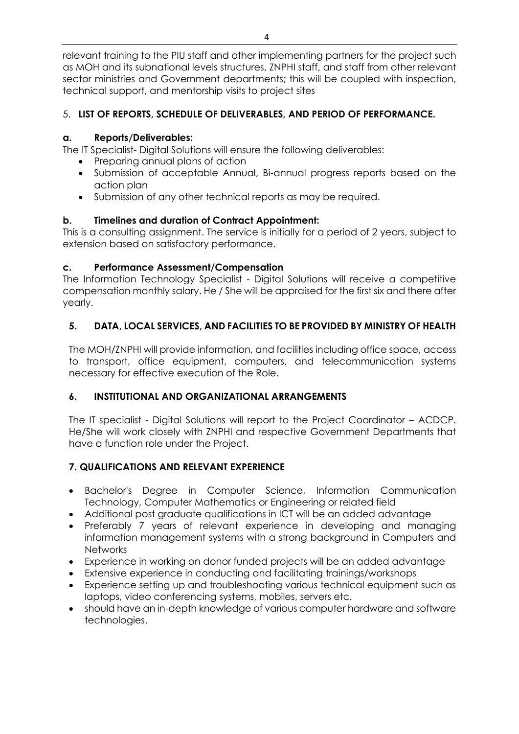relevant training to the PIU staff and other implementing partners for the project such as MOH and its subnational levels structures, ZNPHI staff, and staff from other relevant sector ministries and Government departments; this will be coupled with inspection, technical support, and mentorship visits to project sites

## 5. LIST OF REPORTS, SCHEDULE OF DELIVERABLES, AND PERIOD OF PERFORMANCE.

### a. Reports/Deliverables:

The IT Specialist- Digital Solutions will ensure the following deliverables:

- Preparing annual plans of action
- Submission of acceptable Annual, Bi-annual progress reports based on the action plan
- Submission of any other technical reports as may be required.

### b. Timelines and duration of Contract Appointment:

This is a consulting assignment. The service is initially for a period of 2 years, subject to extension based on satisfactory performance.

### c. Performance Assessment/Compensation

The Information Technology Specialist - Digital Solutions will receive a competitive compensation monthly salary. He / She will be appraised for the first six and there after yearly.

## 5. DATA, LOCAL SERVICES, AND FACILITIES TO BE PROVIDED BY MINISTRY OF HEALTH

The MOH/ZNPHI will provide information, and facilities including office space, access to transport, office equipment, computers, and telecommunication systems necessary for effective execution of the Role.

## 6. INSTITUTIONAL AND ORGANIZATIONAL ARRANGEMENTS

The IT specialist - Digital Solutions will report to the Project Coordinator – ACDCP. He/She will work closely with ZNPHI and respective Government Departments that have a function role under the Project.

## 7. QUALIFICATIONS AND RELEVANT EXPERIENCE

- Bachelor's Degree in Computer Science, Information Communication Technology, Computer Mathematics or Engineering or related field
- Additional post graduate qualifications in ICT will be an added advantage
- Preferably 7 years of relevant experience in developing and managing information management systems with a strong background in Computers and Networks
- Experience in working on donor funded projects will be an added advantage
- Extensive experience in conducting and facilitating trainings/workshops
- Experience setting up and troubleshooting various technical equipment such as laptops, video conferencing systems, mobiles, servers etc.
- should have an in-depth knowledge of various computer hardware and software technologies.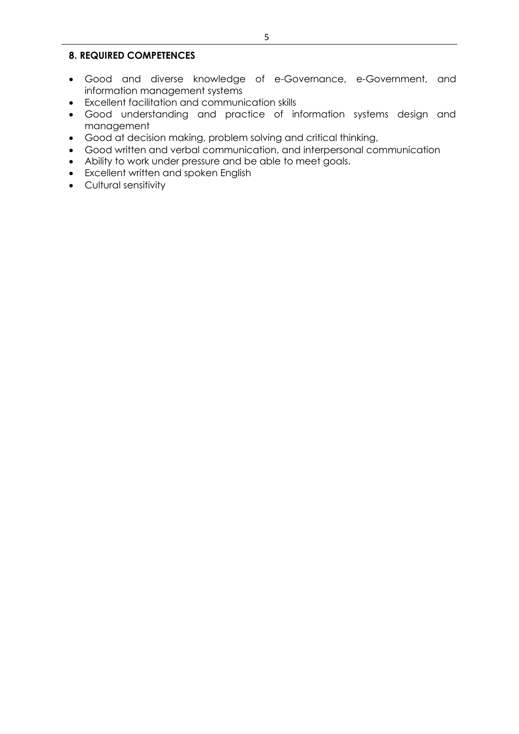## 8. REQUIRED COMPETENCES

- Good and diverse knowledge of e-Governance, e-Government, and information management systems
- Excellent facilitation and communication skills
- Good understanding and practice of information systems design and management
- Good at decision making, problem solving and critical thinking,
- Good written and verbal communication, and interpersonal communication
- Ability to work under pressure and be able to meet goals.
- Excellent written and spoken English
- Cultural sensitivity